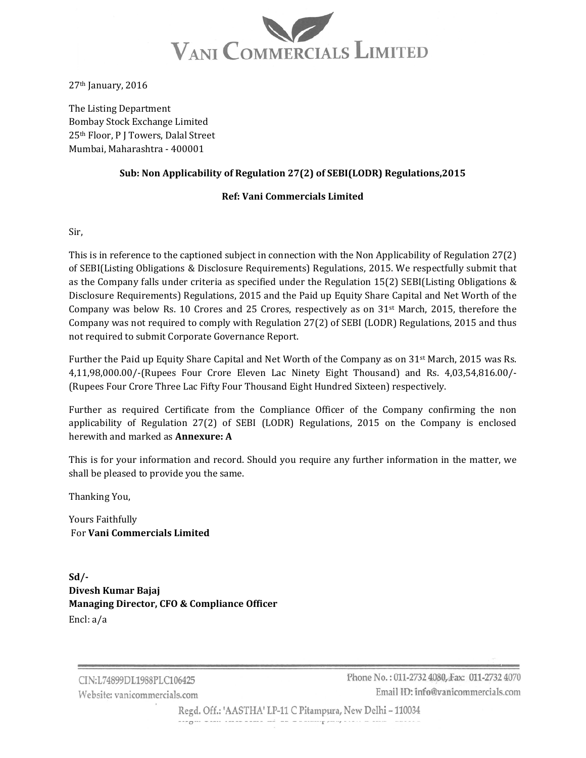# VANI COMMERCIALS LIMITED

27th January, 2016

The Listing Department
Bombay Stock Exchange Limited
25th Floor, P J Towers, Dalal Street
Mumbai, Maharashtra - 400001

**Sub: Non Applicability of Regulation 27(2) of SEBI(LODR) Regulations,2015**

**Ref: Vani Commercials Limited**

Sir,

This is in reference to the captioned subject in connection with the Non Applicability of Regulation 27(2) of SEBI(Listing Obligations & Disclosure Requirements) Regulations, 2015. We respectfully submit that as the Company falls under criteria as specified under the Regulation 15(2) SEBI(Listing Obligations & Disclosure Requirements) Regulations, 2015 and the Paid up Equity Share Capital and Net Worth of the Company was below Rs. 10 Crores and 25 Crores, respectively as on 31st March, 2015, therefore the Company was not required to comply with Regulation 27(2) of SEBI (LODR) Regulations, 2015 and thus not required to submit Corporate Governance Report.

Further the Paid up Equity Share Capital and Net Worth of the Company as on 31st March, 2015 was Rs. 4,11,98,000.00/-(Rupees Four Crore Eleven Lac Ninety Eight Thousand) and Rs. 4,03,54,816.00/- (Rupees Four Crore Three Lac Fifty Four Thousand Eight Hundred Sixteen) respectively.

Further as required Certificate from the Compliance Officer of the Company confirming the non applicability of Regulation 27(2) of SEBI (LODR) Regulations, 2015 on the Company is enclosed herewith and marked as **Annexure: A**

This is for your information and record. Should you require any further information in the matter, we shall be pleased to provide you the same.

Thanking You,

Yours Faithfully
For **Vani Commercials Limited**

**Sd/-**
**Divesh Kumar Bajaj**
**Managing Director, CFO & Compliance Officer**
Encl: a/a

CIN:L74899DL1988PLC106425
Website: vanicommercials.com

Phone No.: 011-2732 4080, Fax: 011-2732 4070
Email ID: info@vanicommercials.com

Regd. Off.: 'AASTHA' LP-11 C Pitampura, New Delhi – 110034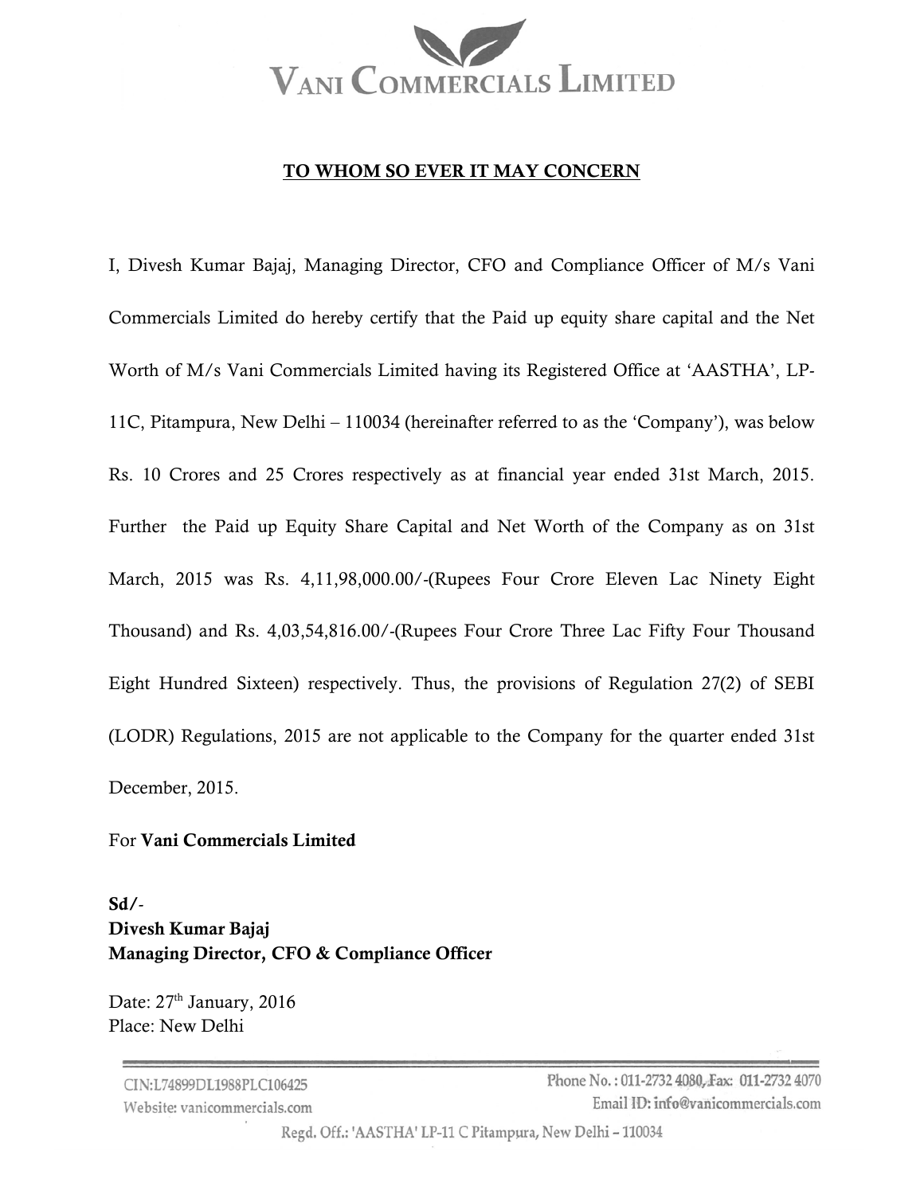# VANI COMMERCIALS LIMITED

## TO WHOM SO EVER IT MAY CONCERN

I, Divesh Kumar Bajaj, Managing Director, CFO and Compliance Officer of M/s Vani Commercials Limited do hereby certify that the Paid up equity share capital and the Net Worth of M/s Vani Commercials Limited having its Registered Office at 'AASTHA', LP-11C, Pitampura, New Delhi – 110034 (hereinafter referred to as the 'Company'), was below Rs. 10 Crores and 25 Crores respectively as at financial year ended 31st March, 2015. Further the Paid up Equity Share Capital and Net Worth of the Company as on 31st March, 2015 was Rs. 4,11,98,000.00/-(Rupees Four Crore Eleven Lac Ninety Eight Thousand) and Rs. 4,03,54,816.00/-(Rupees Four Crore Three Lac Fifty Four Thousand Eight Hundred Sixteen) respectively. Thus, the provisions of Regulation 27(2) of SEBI (LODR) Regulations, 2015 are not applicable to the Company for the quarter ended 31st December, 2015.

For **Vani Commercials Limited**

**Sd/-**
**Divesh Kumar Bajaj**
**Managing Director, CFO & Compliance Officer**

Date: 27th January, 2016
Place: New Delhi

CIN:L74899DL1988PLC106425
Website: vanicommercials.com
Phone No.: 011-2732 4080, Fax: 011-2732 4070
Email ID: info@vanicommercials.com
Regd. Off.: 'AASTHA' LP-11 C Pitampura, New Delhi – 110034